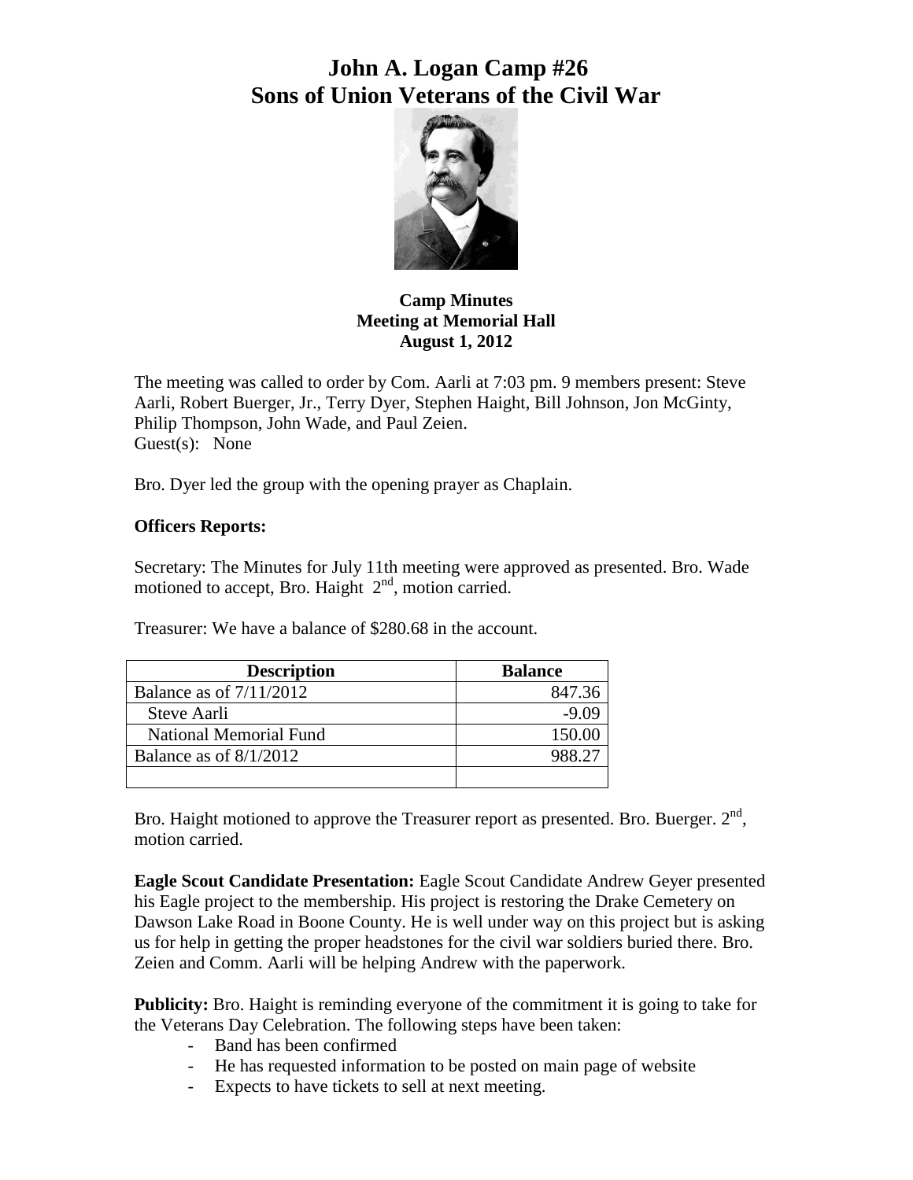# John A. Logan Camp #26
# Sons of Union Veterans of the Civil War

**Camp Minutes**
**Meeting at Memorial Hall**
**August 1, 2012**

The meeting was called to order by Com. Aarli at 7:03 pm. 9 members present: Steve Aarli, Robert Buerger, Jr., Terry Dyer, Stephen Haight, Bill Johnson, Jon McGinty, Philip Thompson, John Wade, and Paul Zeien.
Guest(s): None

Bro. Dyer led the group with the opening prayer as Chaplain.

**Officers Reports:**

Secretary: The Minutes for July 11th meeting were approved as presented. Bro. Wade motioned to accept, Bro. Haight 2nd, motion carried.

Treasurer: We have a balance of $280.68 in the account.

| Description | Balance |
|---|---|
| Balance as of 7/11/2012 | 847.36 |
| Steve Aarli | -9.09 |
| National Memorial Fund | 150.00 |
| Balance as of 8/1/2012 | 988.27 |
| | |

Bro. Haight motioned to approve the Treasurer report as presented. Bro. Buerger. 2nd, motion carried.

**Eagle Scout Candidate Presentation:** Eagle Scout Candidate Andrew Geyer presented his Eagle project to the membership. His project is restoring the Drake Cemetery on Dawson Lake Road in Boone County. He is well under way on this project but is asking us for help in getting the proper headstones for the civil war soldiers buried there. Bro. Zeien and Comm. Aarli will be helping Andrew with the paperwork.

**Publicity:** Bro. Haight is reminding everyone of the commitment it is going to take for the Veterans Day Celebration. The following steps have been taken:

- Band has been confirmed
- He has requested information to be posted on main page of website
- Expects to have tickets to sell at next meeting.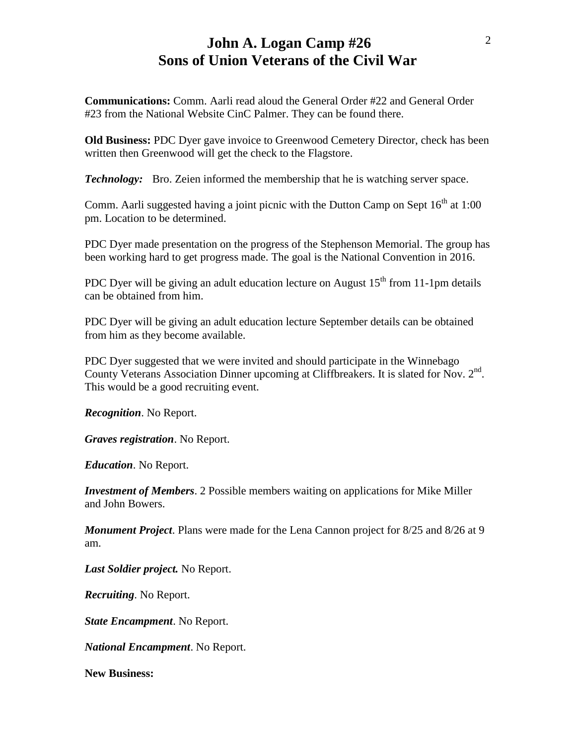# John A. Logan Camp #26
# Sons of Union Veterans of the Civil War

**Communications:** Comm. Aarli read aloud the General Order #22 and General Order #23 from the National Website CinC Palmer. They can be found there.

**Old Business:** PDC Dyer gave invoice to Greenwood Cemetery Director, check has been written then Greenwood will get the check to the Flagstore.

***Technology:*** Bro. Zeien informed the membership that he is watching server space.

Comm. Aarli suggested having a joint picnic with the Dutton Camp on Sept 16th at 1:00 pm. Location to be determined.

PDC Dyer made presentation on the progress of the Stephenson Memorial. The group has been working hard to get progress made. The goal is the National Convention in 2016.

PDC Dyer will be giving an adult education lecture on August 15th from 11-1pm details can be obtained from him.

PDC Dyer will be giving an adult education lecture September details can be obtained from him as they become available.

PDC Dyer suggested that we were invited and should participate in the Winnebago County Veterans Association Dinner upcoming at Cliffbreakers. It is slated for Nov. 2nd. This would be a good recruiting event.

***Recognition***. No Report.

***Graves registration***. No Report.

***Education***. No Report.

***Investment of Members***. 2 Possible members waiting on applications for Mike Miller and John Bowers.

***Monument Project***. Plans were made for the Lena Cannon project for 8/25 and 8/26 at 9 am.

***Last Soldier project.*** No Report.

***Recruiting***. No Report.

***State Encampment***. No Report.

***National Encampment***. No Report.

**New Business:**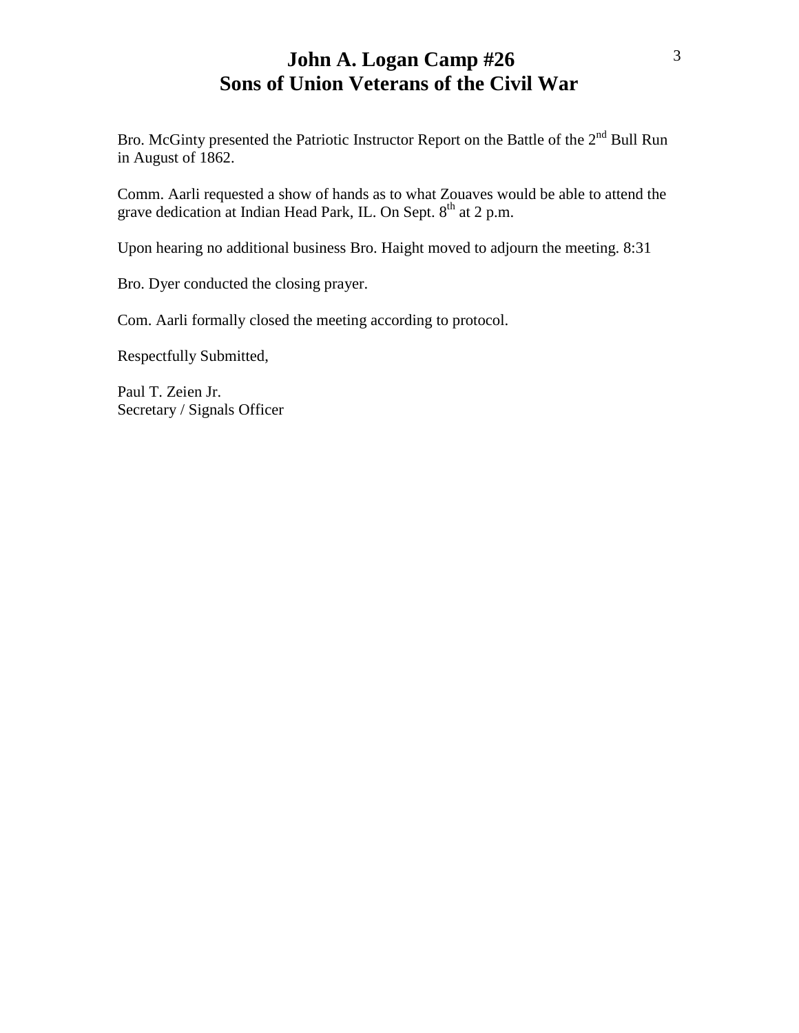Bro. McGinty presented the Patriotic Instructor Report on the Battle of the 2nd Bull Run in August of 1862.

Comm. Aarli requested a show of hands as to what Zouaves would be able to attend the grave dedication at Indian Head Park, IL. On Sept. 8th at 2 p.m.

Upon hearing no additional business Bro. Haight moved to adjourn the meeting. 8:31

Bro. Dyer conducted the closing prayer.

Com. Aarli formally closed the meeting according to protocol.

Respectfully Submitted,

Paul T. Zeien Jr.
Secretary / Signals Officer